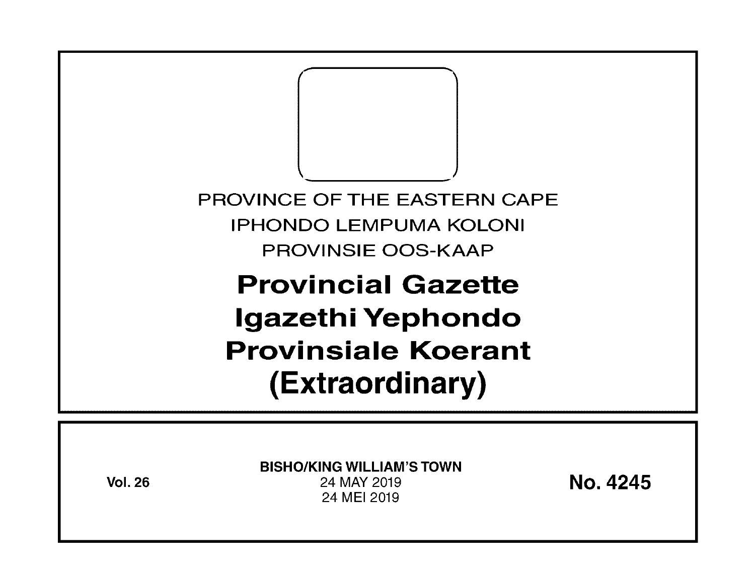PROVINCE OF THE EASTERN CAPE

IPHONDO LEMPUMA KOLONI

PROVINSIE OOS-KAAP

# Provincial Gazette
# Igazethi Yephondo
# Provinsiale Koerant
# (Extraordinary)

**Vol. 26**

**BISHO/KING WILLIAM'S TOWN**

24 MAY 2019

24 MEI 2019

**No. 4245**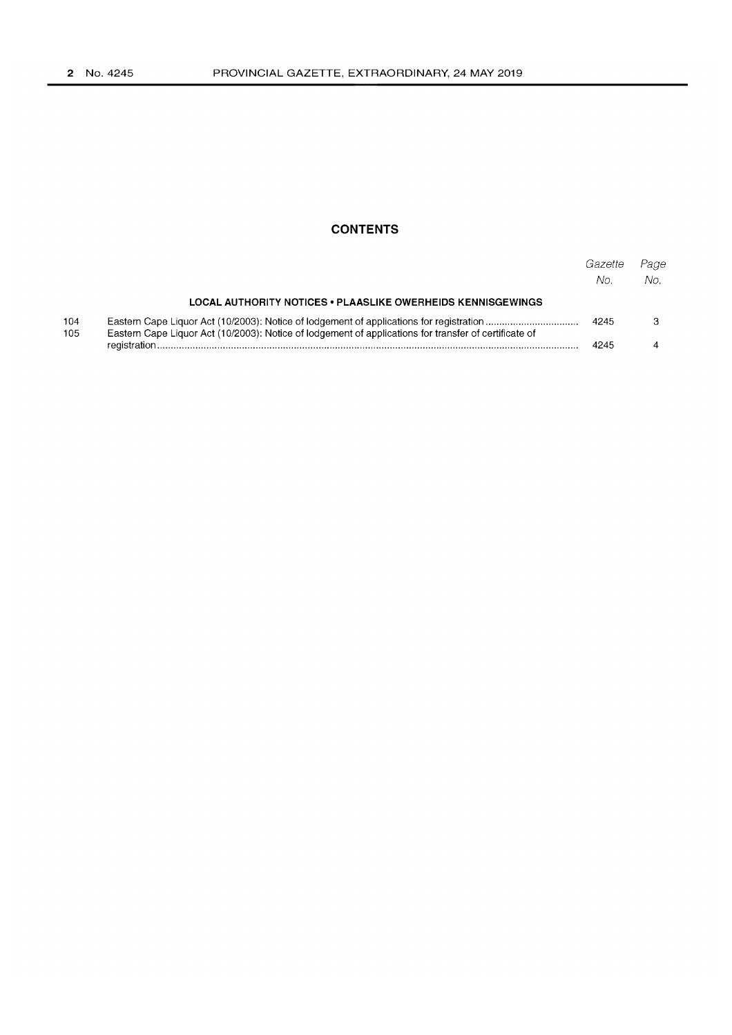## CONTENTS

| | | Gazette No. | Page No. |
|---|---|---|---|
| | **LOCAL AUTHORITY NOTICES • PLAASLIKE OWERHEIDS KENNISGEWINGS** | | |
| 104 | Eastern Cape Liquor Act (10/2003): Notice of lodgement of applications for registration | 4245 | 3 |
| 105 | Eastern Cape Liquor Act (10/2003): Notice of lodgement of applications for transfer of certificate of registration | 4245 | 4 |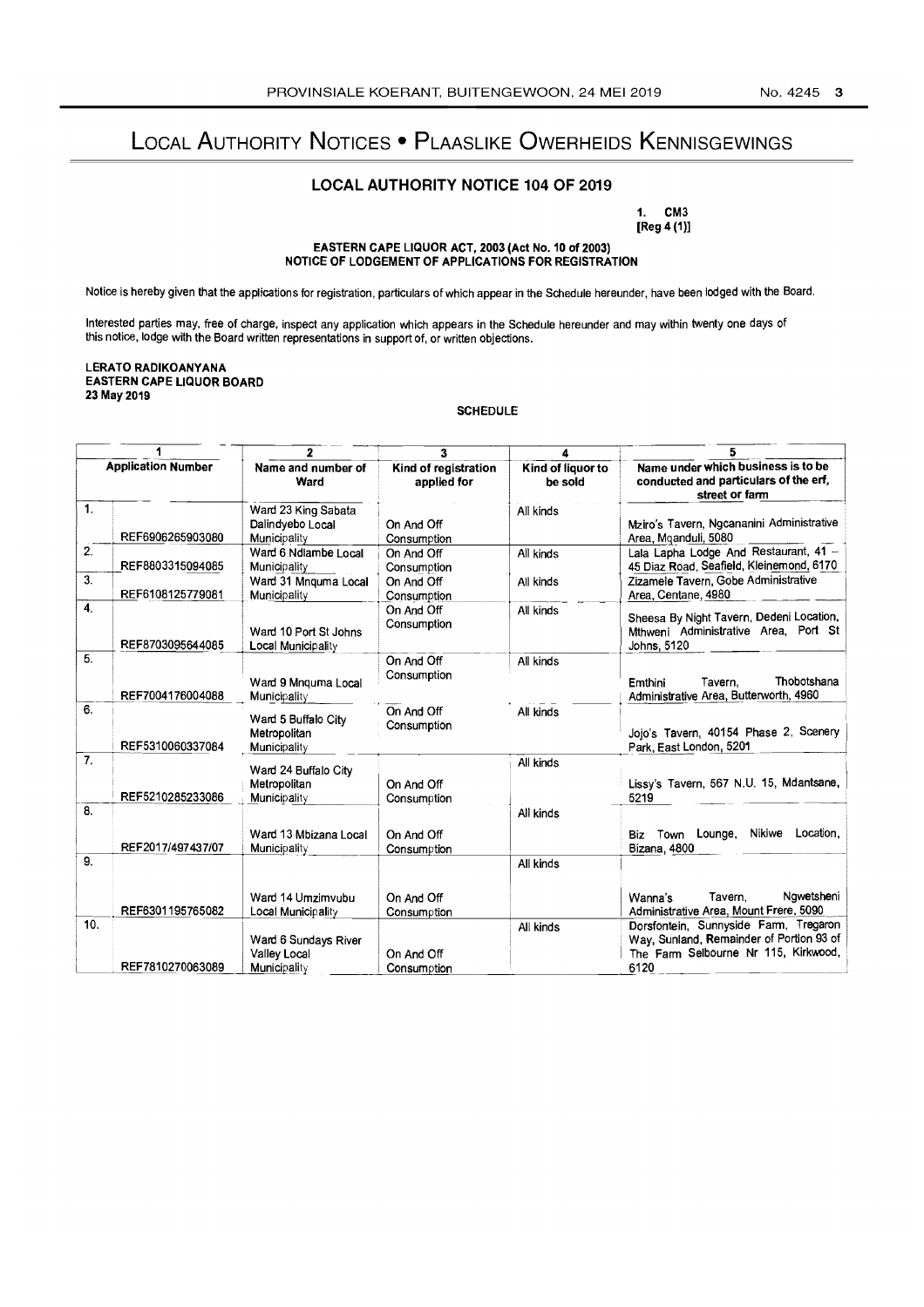# Local Authority Notices • Plaaslike Owerheids Kennisgewings

## LOCAL AUTHORITY NOTICE 104 OF 2019

1. CM3
[Reg 4 (1)]

**EASTERN CAPE LIQUOR ACT, 2003 (Act No. 10 of 2003)**
**NOTICE OF LODGEMENT OF APPLICATIONS FOR REGISTRATION**

Notice is hereby given that the applications for registration, particulars of which appear in the Schedule hereunder, have been lodged with the Board.

Interested parties may, free of charge, inspect any application which appears in the Schedule hereunder and may within twenty one days of this notice, lodge with the Board written representations in support of, or written objections.

**LERATO RADIKOANYANA**
**EASTERN CAPE LIQUOR BOARD**
**23 May 2019**

**SCHEDULE**

| 1 | | 2 | 3 | 4 | 5 |
|---|---|---|---|---|---|
| **Application Number** | | **Name and number of Ward** | **Kind of registration applied for** | **Kind of liquor to be sold** | **Name under which business is to be conducted and particulars of the erf, street or farm** |
| 1. | REF6906265903080 | Ward 23 King Sabata Dalindyebo Local Municipality | On And Off Consumption | All kinds | Mziro's Tavern, Ngcananini Administrative Area, Mqanduli, 5080 |
| 2. | REF8803315094085 | Ward 6 Ndlambe Local Municipality | On And Off Consumption | All kinds | Lala Lapha Lodge And Restaurant, 41 – 45 Diaz Road, Seafield, Kleinemond, 6170 |
| 3. | REF6108125779081 | Ward 31 Mnquma Local Municipality | On And Off Consumption | All kinds | Zizamele Tavern, Gobe Administrative Area, Centane, 4980 |
| 4. | REF8703095644085 | Ward 10 Port St Johns Local Municipality | On And Off Consumption | All kinds | Sheesa By Night Tavern, Dedeni Location, Mthweni Administrative Area, Port St Johns, 5120 |
| 5. | REF7004176004088 | Ward 9 Mnquma Local Municipality | On And Off Consumption | All kinds | Emthini Tavern, Thobotshana Administrative Area, Butterworth, 4960 |
| 6. | REF5310060337084 | Ward 5 Buffalo City Metropolitan Municipality | On And Off Consumption | All kinds | Jojo's Tavern, 40154 Phase 2, Scenery Park, East London, 5201 |
| 7. | REF5210285233086 | Ward 24 Buffalo City Metropolitan Municipality | On And Off Consumption | All kinds | Lissy's Tavern, 567 N.U. 15, Mdantsane, 5219 |
| 8. | REF2017/497437/07 | Ward 13 Mbizana Local Municipality | On And Off Consumption | All kinds | Biz Town Lounge, Nikiwe Location, Bizana, 4800 |
| 9. | REF6301195765082 | Ward 14 Umzimvubu Local Municipality | On And Off Consumption | All kinds | Wanna's Tavern, Ngwetsheni Administrative Area, Mount Frere, 5090 |
| 10. | REF7810270063089 | Ward 6 Sundays River Valley Local Municipality | On And Off Consumption | All kinds | Dorsfontein, Sunnyside Farm, Tregaron Way, Sunland, Remainder of Portion 93 of The Farm Selbourne Nr 115, Kirkwood, 6120 |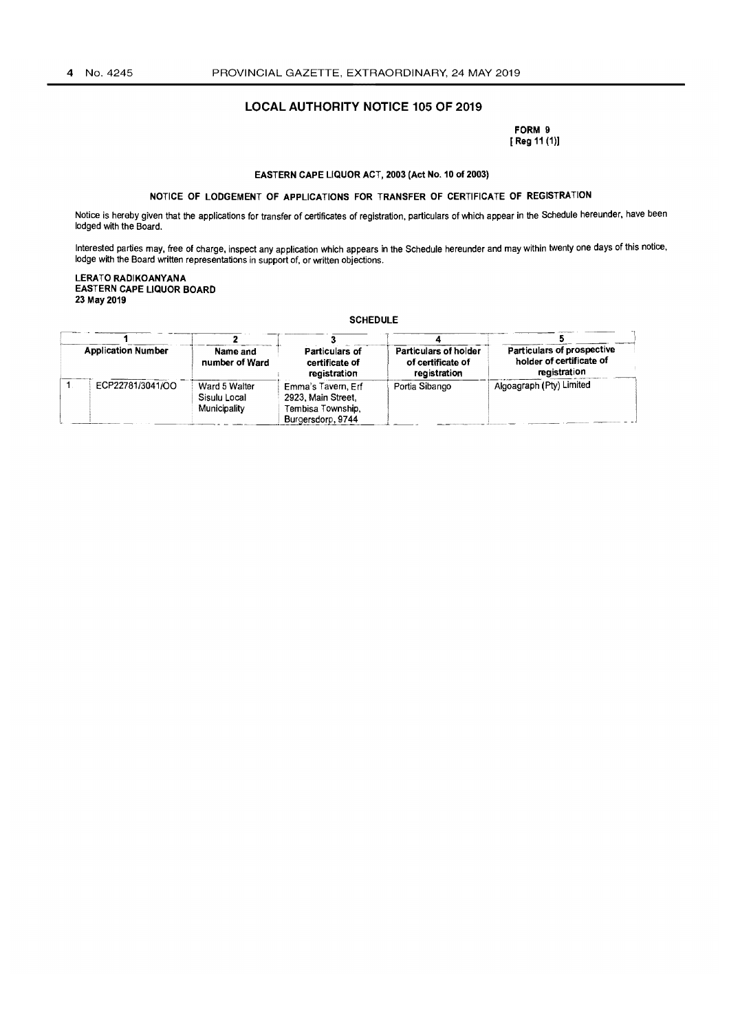## LOCAL AUTHORITY NOTICE 105 OF 2019

**FORM 9**
**[ Reg 11 (1)]**

**EASTERN CAPE LIQUOR ACT, 2003 (Act No. 10 of 2003)**

**NOTICE OF LODGEMENT OF APPLICATIONS FOR TRANSFER OF CERTIFICATE OF REGISTRATION**

Notice is hereby given that the applications for transfer of certificates of registration, particulars of which appear in the Schedule hereunder, have been lodged with the Board.

Interested parties may, free of charge, inspect any application which appears in the Schedule hereunder and may within twenty one days of this notice, lodge with the Board written representations in support of, or written objections.

**LERATO RADIKOANYANA**
**EASTERN CAPE LIQUOR BOARD**
**23 May 2019**

**SCHEDULE**

| | 1 | 2 | 3 | 4 | 5 |
|---|---|---|---|---|---|
| | **Application Number** | **Name and number of Ward** | **Particulars of certificate of registration** | **Particulars of holder of certificate of registration** | **Particulars of prospective holder of certificate of registration** |
| 1 | ECP22781/3041/OO | Ward 5 Walter Sisulu Local Municipality | Emma's Tavern, Erf 2923, Main Street, Tembisa Township, Burgersdorp, 9744 | Portia Sibango | Algoagraph (Pty) Limited |